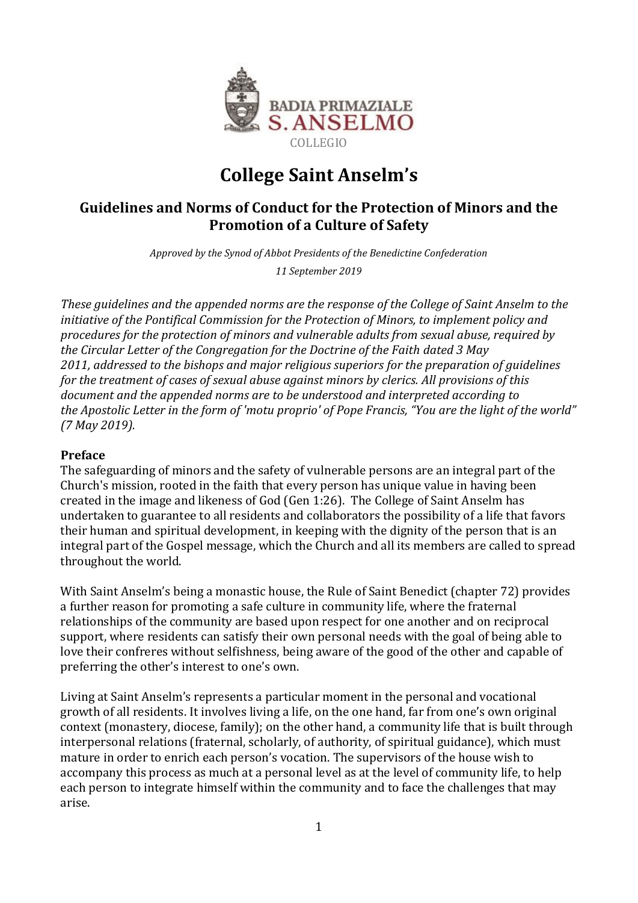BADIA PRIMAZIALE S. ANSELMO

COLLEGIO

# College Saint Anselm's

## Guidelines and Norms of Conduct for the Protection of Minors and the Promotion of a Culture of Safety

*Approved by the Synod of Abbot Presidents of the Benedictine Confederation*

*11 September 2019*

*These guidelines and the appended norms are the response of the College of Saint Anselm to the initiative of the Pontifical Commission for the Protection of Minors, to implement policy and procedures for the protection of minors and vulnerable adults from sexual abuse, required by the Circular Letter of the Congregation for the Doctrine of the Faith dated 3 May 2011, addressed to the bishops and major religious superiors for the preparation of guidelines for the treatment of cases of sexual abuse against minors by clerics. All provisions of this document and the appended norms are to be understood and interpreted according to the Apostolic Letter in the form of 'motu proprio' of Pope Francis, "You are the light of the world" (7 May 2019).*

### Preface

The safeguarding of minors and the safety of vulnerable persons are an integral part of the Church's mission, rooted in the faith that every person has unique value in having been created in the image and likeness of God (Gen 1:26). The College of Saint Anselm has undertaken to guarantee to all residents and collaborators the possibility of a life that favors their human and spiritual development, in keeping with the dignity of the person that is an integral part of the Gospel message, which the Church and all its members are called to spread throughout the world.

With Saint Anselm's being a monastic house, the Rule of Saint Benedict (chapter 72) provides a further reason for promoting a safe culture in community life, where the fraternal relationships of the community are based upon respect for one another and on reciprocal support, where residents can satisfy their own personal needs with the goal of being able to love their confreres without selfishness, being aware of the good of the other and capable of preferring the other's interest to one's own.

Living at Saint Anselm's represents a particular moment in the personal and vocational growth of all residents. It involves living a life, on the one hand, far from one's own original context (monastery, diocese, family); on the other hand, a community life that is built through interpersonal relations (fraternal, scholarly, of authority, of spiritual guidance), which must mature in order to enrich each person's vocation. The supervisors of the house wish to accompany this process as much at a personal level as at the level of community life, to help each person to integrate himself within the community and to face the challenges that may arise.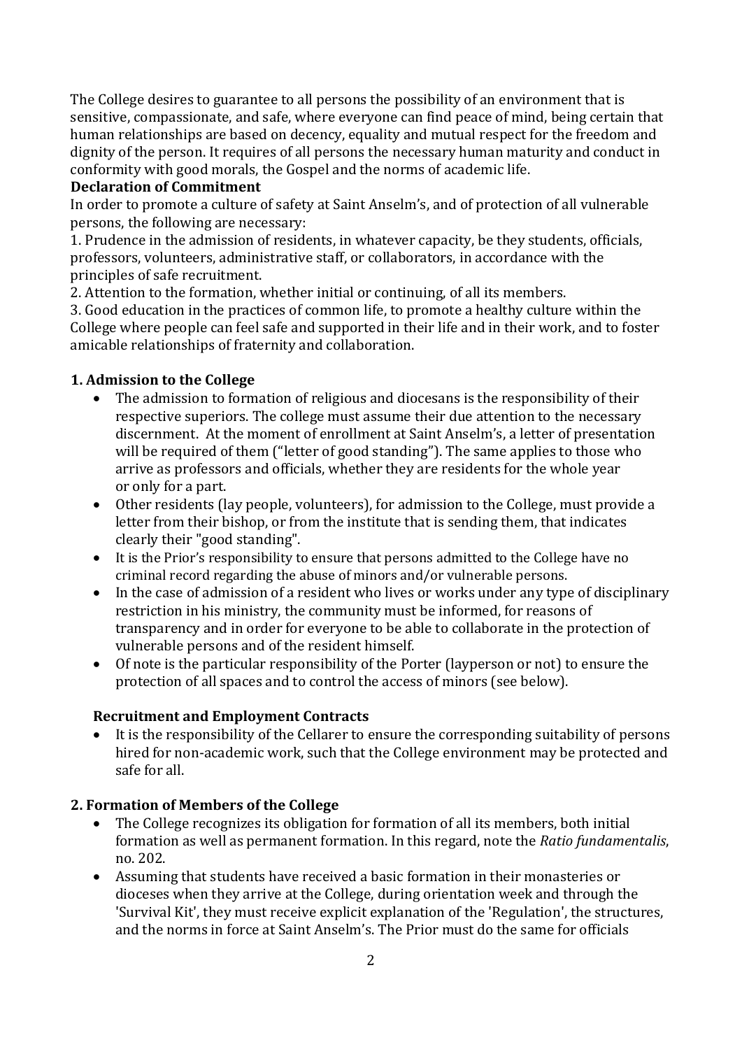The College desires to guarantee to all persons the possibility of an environment that is sensitive, compassionate, and safe, where everyone can find peace of mind, being certain that human relationships are based on decency, equality and mutual respect for the freedom and dignity of the person. It requires of all persons the necessary human maturity and conduct in conformity with good morals, the Gospel and the norms of academic life.

**Declaration of Commitment**

In order to promote a culture of safety at Saint Anselm's, and of protection of all vulnerable persons, the following are necessary:

1. Prudence in the admission of residents, in whatever capacity, be they students, officials, professors, volunteers, administrative staff, or collaborators, in accordance with the principles of safe recruitment.
2. Attention to the formation, whether initial or continuing, of all its members.
3. Good education in the practices of common life, to promote a healthy culture within the College where people can feel safe and supported in their life and in their work, and to foster amicable relationships of fraternity and collaboration.

### 1. Admission to the College

- The admission to formation of religious and diocesans is the responsibility of their respective superiors. The college must assume their due attention to the necessary discernment. At the moment of enrollment at Saint Anselm's, a letter of presentation will be required of them ("letter of good standing"). The same applies to those who arrive as professors and officials, whether they are residents for the whole year or only for a part.
- Other residents (lay people, volunteers), for admission to the College, must provide a letter from their bishop, or from the institute that is sending them, that indicates clearly their "good standing".
- It is the Prior's responsibility to ensure that persons admitted to the College have no criminal record regarding the abuse of minors and/or vulnerable persons.
- In the case of admission of a resident who lives or works under any type of disciplinary restriction in his ministry, the community must be informed, for reasons of transparency and in order for everyone to be able to collaborate in the protection of vulnerable persons and of the resident himself.
- Of note is the particular responsibility of the Porter (layperson or not) to ensure the protection of all spaces and to control the access of minors (see below).

**Recruitment and Employment Contracts**

- It is the responsibility of the Cellarer to ensure the corresponding suitability of persons hired for non-academic work, such that the College environment may be protected and safe for all.

### 2. Formation of Members of the College

- The College recognizes its obligation for formation of all its members, both initial formation as well as permanent formation. In this regard, note the *Ratio fundamentalis*, no. 202.
- Assuming that students have received a basic formation in their monasteries or dioceses when they arrive at the College, during orientation week and through the 'Survival Kit', they must receive explicit explanation of the 'Regulation', the structures, and the norms in force at Saint Anselm's. The Prior must do the same for officials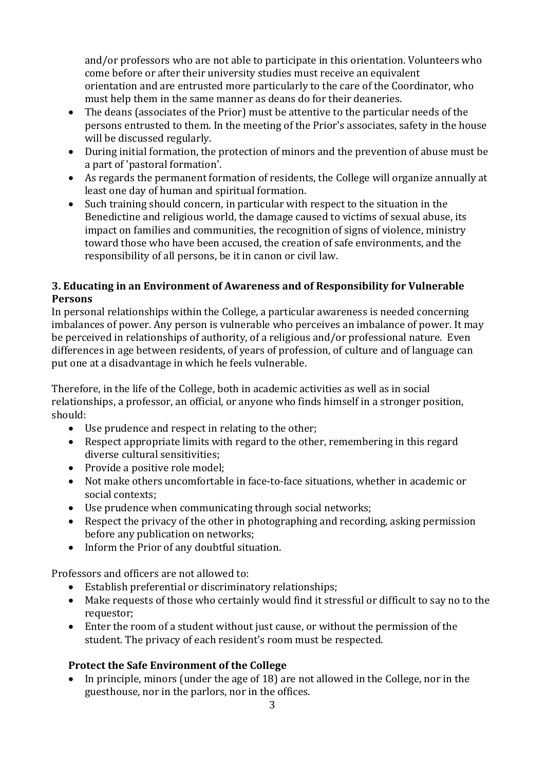and/or professors who are not able to participate in this orientation. Volunteers who come before or after their university studies must receive an equivalent orientation and are entrusted more particularly to the care of the Coordinator, who must help them in the same manner as deans do for their deaneries.
- The deans (associates of the Prior) must be attentive to the particular needs of the persons entrusted to them. In the meeting of the Prior's associates, safety in the house will be discussed regularly.
- During initial formation, the protection of minors and the prevention of abuse must be a part of 'pastoral formation'.
- As regards the permanent formation of residents, the College will organize annually at least one day of human and spiritual formation.
- Such training should concern, in particular with respect to the situation in the Benedictine and religious world, the damage caused to victims of sexual abuse, its impact on families and communities, the recognition of signs of violence, ministry toward those who have been accused, the creation of safe environments, and the responsibility of all persons, be it in canon or civil law.

### 3. Educating in an Environment of Awareness and of Responsibility for Vulnerable Persons

In personal relationships within the College, a particular awareness is needed concerning imbalances of power. Any person is vulnerable who perceives an imbalance of power. It may be perceived in relationships of authority, of a religious and/or professional nature. Even differences in age between residents, of years of profession, of culture and of language can put one at a disadvantage in which he feels vulnerable.

Therefore, in the life of the College, both in academic activities as well as in social relationships, a professor, an official, or anyone who finds himself in a stronger position, should:

- Use prudence and respect in relating to the other;
- Respect appropriate limits with regard to the other, remembering in this regard diverse cultural sensitivities;
- Provide a positive role model;
- Not make others uncomfortable in face-to-face situations, whether in academic or social contexts;
- Use prudence when communicating through social networks;
- Respect the privacy of the other in photographing and recording, asking permission before any publication on networks;
- Inform the Prior of any doubtful situation.

Professors and officers are not allowed to:

- Establish preferential or discriminatory relationships;
- Make requests of those who certainly would find it stressful or difficult to say no to the requestor;
- Enter the room of a student without just cause, or without the permission of the student. The privacy of each resident's room must be respected.

#### Protect the Safe Environment of the College

- In principle, minors (under the age of 18) are not allowed in the College, nor in the guesthouse, nor in the parlors, nor in the offices.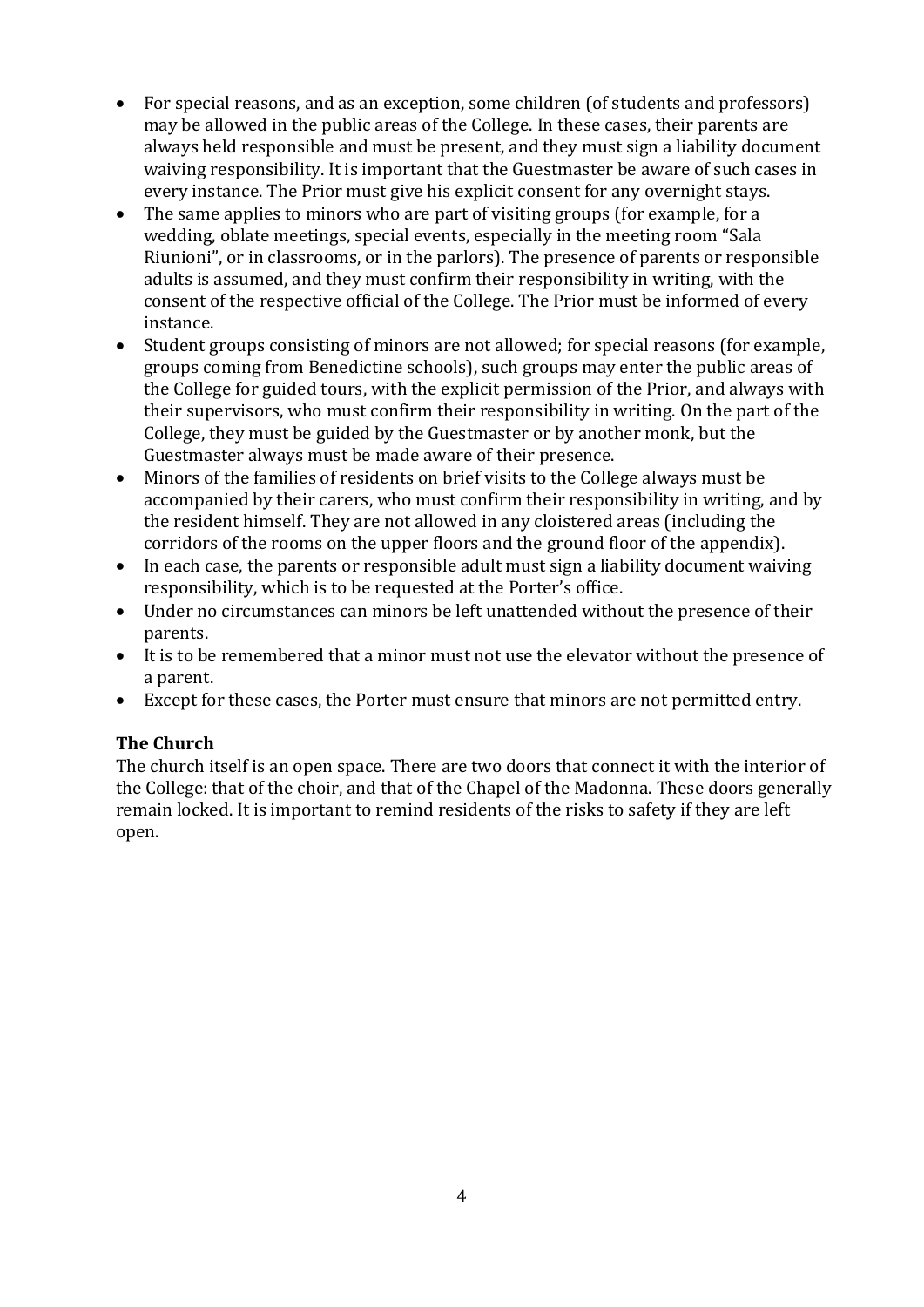- For special reasons, and as an exception, some children (of students and professors) may be allowed in the public areas of the College. In these cases, their parents are always held responsible and must be present, and they must sign a liability document waiving responsibility. It is important that the Guestmaster be aware of such cases in every instance. The Prior must give his explicit consent for any overnight stays.
- The same applies to minors who are part of visiting groups (for example, for a wedding, oblate meetings, special events, especially in the meeting room "Sala Riunioni", or in classrooms, or in the parlors). The presence of parents or responsible adults is assumed, and they must confirm their responsibility in writing, with the consent of the respective official of the College. The Prior must be informed of every instance.
- Student groups consisting of minors are not allowed; for special reasons (for example, groups coming from Benedictine schools), such groups may enter the public areas of the College for guided tours, with the explicit permission of the Prior, and always with their supervisors, who must confirm their responsibility in writing. On the part of the College, they must be guided by the Guestmaster or by another monk, but the Guestmaster always must be made aware of their presence.
- Minors of the families of residents on brief visits to the College always must be accompanied by their carers, who must confirm their responsibility in writing, and by the resident himself. They are not allowed in any cloistered areas (including the corridors of the rooms on the upper floors and the ground floor of the appendix).
- In each case, the parents or responsible adult must sign a liability document waiving responsibility, which is to be requested at the Porter's office.
- Under no circumstances can minors be left unattended without the presence of their parents.
- It is to be remembered that a minor must not use the elevator without the presence of a parent.
- Except for these cases, the Porter must ensure that minors are not permitted entry.

**The Church**

The church itself is an open space. There are two doors that connect it with the interior of the College: that of the choir, and that of the Chapel of the Madonna. These doors generally remain locked. It is important to remind residents of the risks to safety if they are left open.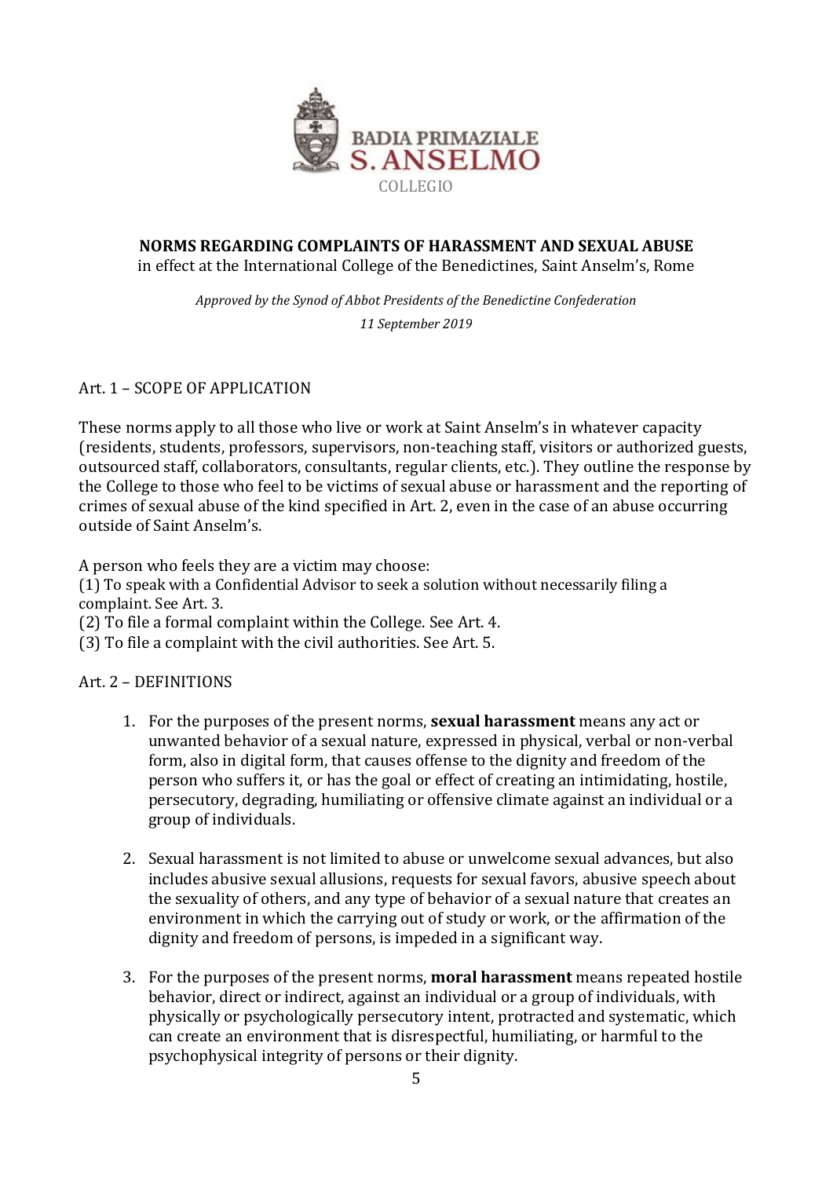BADIA PRIMAZIALE
S. ANSELMO
COLLEGIO

**NORMS REGARDING COMPLAINTS OF HARASSMENT AND SEXUAL ABUSE**
in effect at the International College of the Benedictines, Saint Anselm's, Rome

*Approved by the Synod of Abbot Presidents of the Benedictine Confederation*
*11 September 2019*

## Art. 1 – SCOPE OF APPLICATION

These norms apply to all those who live or work at Saint Anselm's in whatever capacity (residents, students, professors, supervisors, non-teaching staff, visitors or authorized guests, outsourced staff, collaborators, consultants, regular clients, etc.). They outline the response by the College to those who feel to be victims of sexual abuse or harassment and the reporting of crimes of sexual abuse of the kind specified in Art. 2, even in the case of an abuse occurring outside of Saint Anselm's.

A person who feels they are a victim may choose:
(1) To speak with a Confidential Advisor to seek a solution without necessarily filing a complaint. See Art. 3.
(2) To file a formal complaint within the College. See Art. 4.
(3) To file a complaint with the civil authorities. See Art. 5.

## Art. 2 – DEFINITIONS

1. For the purposes of the present norms, **sexual harassment** means any act or unwanted behavior of a sexual nature, expressed in physical, verbal or non-verbal form, also in digital form, that causes offense to the dignity and freedom of the person who suffers it, or has the goal or effect of creating an intimidating, hostile, persecutory, degrading, humiliating or offensive climate against an individual or a group of individuals.

2. Sexual harassment is not limited to abuse or unwelcome sexual advances, but also includes abusive sexual allusions, requests for sexual favors, abusive speech about the sexuality of others, and any type of behavior of a sexual nature that creates an environment in which the carrying out of study or work, or the affirmation of the dignity and freedom of persons, is impeded in a significant way.

3. For the purposes of the present norms, **moral harassment** means repeated hostile behavior, direct or indirect, against an individual or a group of individuals, with physically or psychologically persecutory intent, protracted and systematic, which can create an environment that is disrespectful, humiliating, or harmful to the psychophysical integrity of persons or their dignity.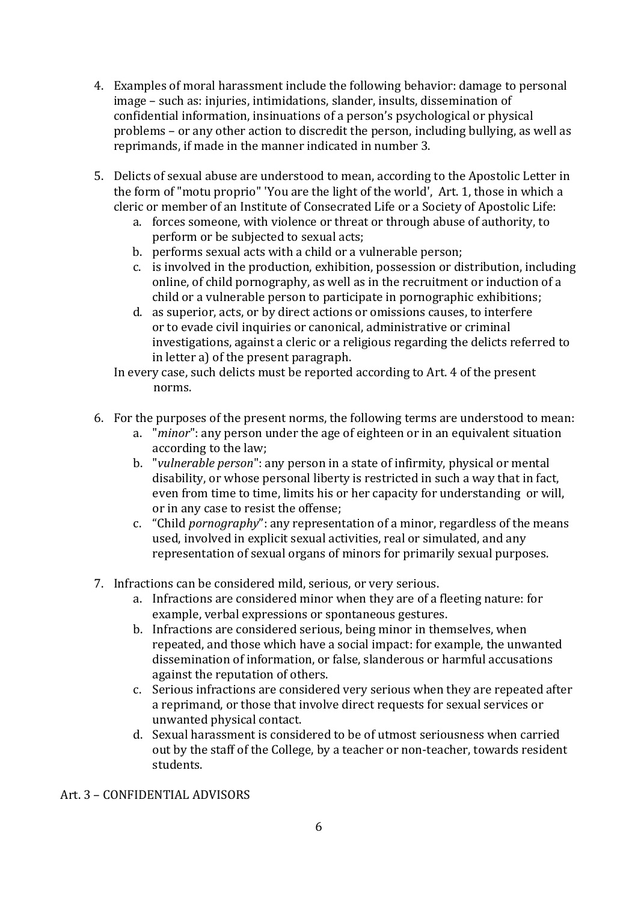4. Examples of moral harassment include the following behavior: damage to personal image – such as: injuries, intimidations, slander, insults, dissemination of confidential information, insinuations of a person's psychological or physical problems – or any other action to discredit the person, including bullying, as well as reprimands, if made in the manner indicated in number 3.

5. Delicts of sexual abuse are understood to mean, according to the Apostolic Letter in the form of "motu proprio" 'You are the light of the world', Art. 1, those in which a cleric or member of an Institute of Consecrated Life or a Society of Apostolic Life:
   a. forces someone, with violence or threat or through abuse of authority, to perform or be subjected to sexual acts;
   b. performs sexual acts with a child or a vulnerable person;
   c. is involved in the production, exhibition, possession or distribution, including online, of child pornography, as well as in the recruitment or induction of a child or a vulnerable person to participate in pornographic exhibitions;
   d. as superior, acts, or by direct actions or omissions causes, to interfere or to evade civil inquiries or canonical, administrative or criminal investigations, against a cleric or a religious regarding the delicts referred to in letter a) of the present paragraph.

   In every case, such delicts must be reported according to Art. 4 of the present norms.

6. For the purposes of the present norms, the following terms are understood to mean:
   a. "*minor*": any person under the age of eighteen or in an equivalent situation according to the law;
   b. "*vulnerable person*": any person in a state of infirmity, physical or mental disability, or whose personal liberty is restricted in such a way that in fact, even from time to time, limits his or her capacity for understanding or will, or in any case to resist the offense;
   c. "Child *pornography*": any representation of a minor, regardless of the means used, involved in explicit sexual activities, real or simulated, and any representation of sexual organs of minors for primarily sexual purposes.

7. Infractions can be considered mild, serious, or very serious.
   a. Infractions are considered minor when they are of a fleeting nature: for example, verbal expressions or spontaneous gestures.
   b. Infractions are considered serious, being minor in themselves, when repeated, and those which have a social impact: for example, the unwanted dissemination of information, or false, slanderous or harmful accusations against the reputation of others.
   c. Serious infractions are considered very serious when they are repeated after a reprimand, or those that involve direct requests for sexual services or unwanted physical contact.
   d. Sexual harassment is considered to be of utmost seriousness when carried out by the staff of the College, by a teacher or non-teacher, towards resident students.

Art. 3 – CONFIDENTIAL ADVISORS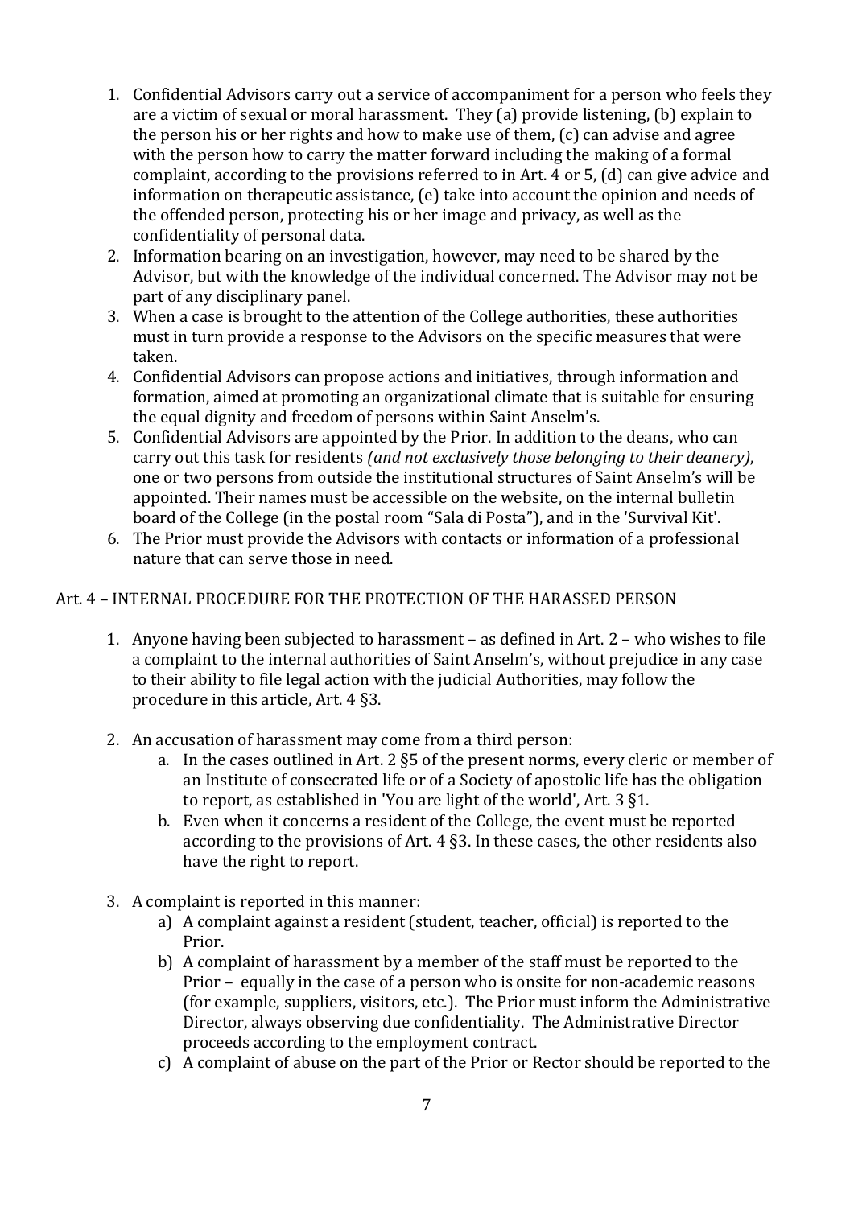1. Confidential Advisors carry out a service of accompaniment for a person who feels they are a victim of sexual or moral harassment. They (a) provide listening, (b) explain to the person his or her rights and how to make use of them, (c) can advise and agree with the person how to carry the matter forward including the making of a formal complaint, according to the provisions referred to in Art. 4 or 5, (d) can give advice and information on therapeutic assistance, (e) take into account the opinion and needs of the offended person, protecting his or her image and privacy, as well as the confidentiality of personal data.
2. Information bearing on an investigation, however, may need to be shared by the Advisor, but with the knowledge of the individual concerned. The Advisor may not be part of any disciplinary panel.
3. When a case is brought to the attention of the College authorities, these authorities must in turn provide a response to the Advisors on the specific measures that were taken.
4. Confidential Advisors can propose actions and initiatives, through information and formation, aimed at promoting an organizational climate that is suitable for ensuring the equal dignity and freedom of persons within Saint Anselm's.
5. Confidential Advisors are appointed by the Prior. In addition to the deans, who can carry out this task for residents *(and not exclusively those belonging to their deanery)*, one or two persons from outside the institutional structures of Saint Anselm's will be appointed. Their names must be accessible on the website, on the internal bulletin board of the College (in the postal room "Sala di Posta"), and in the 'Survival Kit'.
6. The Prior must provide the Advisors with contacts or information of a professional nature that can serve those in need.

Art. 4 – INTERNAL PROCEDURE FOR THE PROTECTION OF THE HARASSED PERSON

1. Anyone having been subjected to harassment – as defined in Art. 2 – who wishes to file a complaint to the internal authorities of Saint Anselm's, without prejudice in any case to their ability to file legal action with the judicial Authorities, may follow the procedure in this article, Art. 4 §3.

2. An accusation of harassment may come from a third person:
   a. In the cases outlined in Art. 2 §5 of the present norms, every cleric or member of an Institute of consecrated life or of a Society of apostolic life has the obligation to report, as established in 'You are light of the world', Art. 3 §1.
   b. Even when it concerns a resident of the College, the event must be reported according to the provisions of Art. 4 §3. In these cases, the other residents also have the right to report.

3. A complaint is reported in this manner:
   a) A complaint against a resident (student, teacher, official) is reported to the Prior.
   b) A complaint of harassment by a member of the staff must be reported to the Prior – equally in the case of a person who is onsite for non-academic reasons (for example, suppliers, visitors, etc.). The Prior must inform the Administrative Director, always observing due confidentiality. The Administrative Director proceeds according to the employment contract.
   c) A complaint of abuse on the part of the Prior or Rector should be reported to the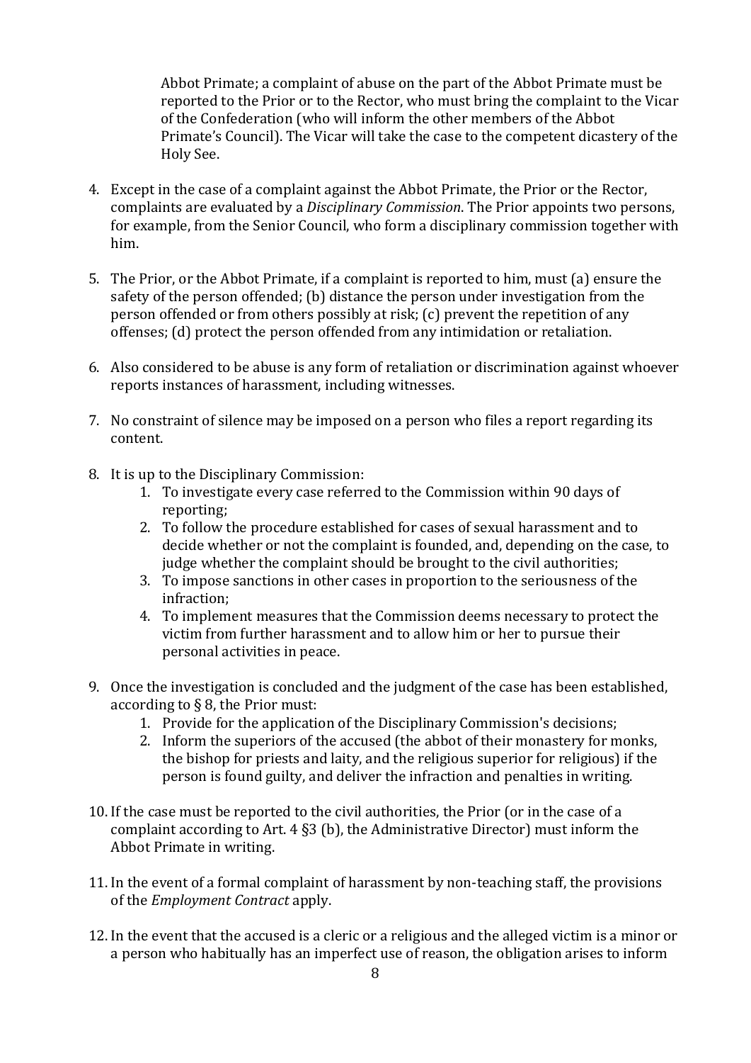Abbot Primate; a complaint of abuse on the part of the Abbot Primate must be reported to the Prior or to the Rector, who must bring the complaint to the Vicar of the Confederation (who will inform the other members of the Abbot Primate's Council). The Vicar will take the case to the competent dicastery of the Holy See.

4. Except in the case of a complaint against the Abbot Primate, the Prior or the Rector, complaints are evaluated by a *Disciplinary Commission*. The Prior appoints two persons, for example, from the Senior Council, who form a disciplinary commission together with him.

5. The Prior, or the Abbot Primate, if a complaint is reported to him, must (a) ensure the safety of the person offended; (b) distance the person under investigation from the person offended or from others possibly at risk; (c) prevent the repetition of any offenses; (d) protect the person offended from any intimidation or retaliation.

6. Also considered to be abuse is any form of retaliation or discrimination against whoever reports instances of harassment, including witnesses.

7. No constraint of silence may be imposed on a person who files a report regarding its content.

8. It is up to the Disciplinary Commission:
    1. To investigate every case referred to the Commission within 90 days of reporting;
    2. To follow the procedure established for cases of sexual harassment and to decide whether or not the complaint is founded, and, depending on the case, to judge whether the complaint should be brought to the civil authorities;
    3. To impose sanctions in other cases in proportion to the seriousness of the infraction;
    4. To implement measures that the Commission deems necessary to protect the victim from further harassment and to allow him or her to pursue their personal activities in peace.

9. Once the investigation is concluded and the judgment of the case has been established, according to § 8, the Prior must:
    1. Provide for the application of the Disciplinary Commission's decisions;
    2. Inform the superiors of the accused (the abbot of their monastery for monks, the bishop for priests and laity, and the religious superior for religious) if the person is found guilty, and deliver the infraction and penalties in writing.

10. If the case must be reported to the civil authorities, the Prior (or in the case of a complaint according to Art. 4 §3 (b), the Administrative Director) must inform the Abbot Primate in writing.

11. In the event of a formal complaint of harassment by non-teaching staff, the provisions of the *Employment Contract* apply.

12. In the event that the accused is a cleric or a religious and the alleged victim is a minor or a person who habitually has an imperfect use of reason, the obligation arises to inform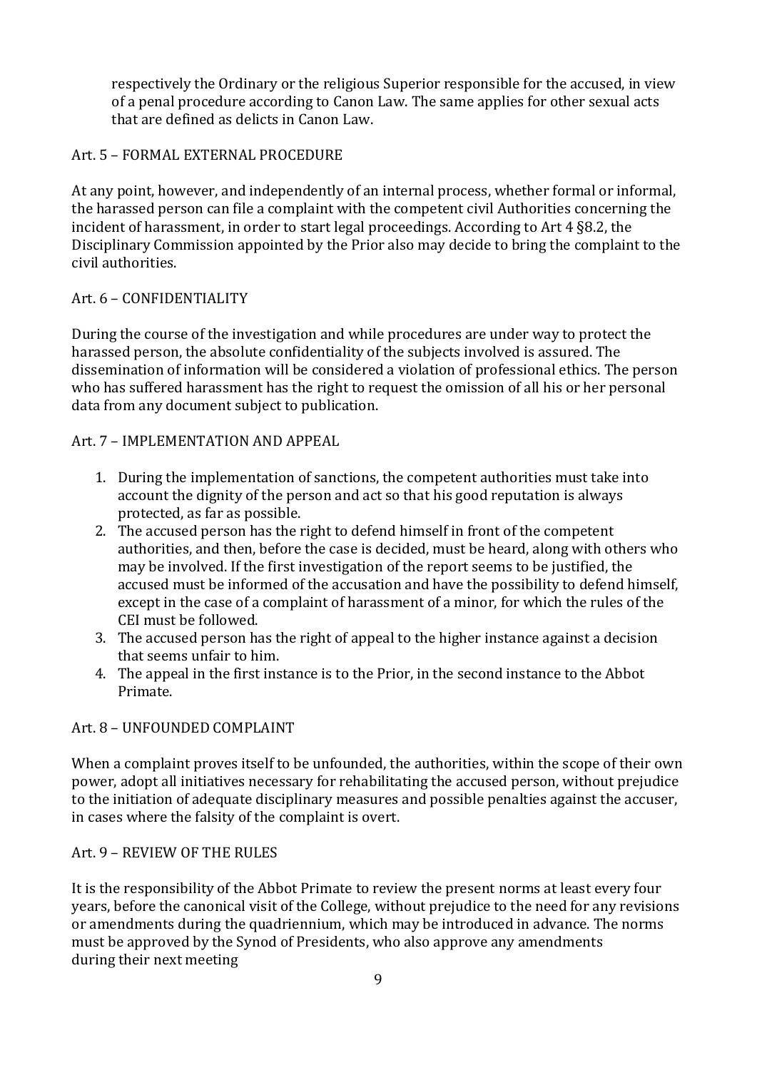respectively the Ordinary or the religious Superior responsible for the accused, in view of a penal procedure according to Canon Law. The same applies for other sexual acts that are defined as delicts in Canon Law.

## Art. 5 – FORMAL EXTERNAL PROCEDURE

At any point, however, and independently of an internal process, whether formal or informal, the harassed person can file a complaint with the competent civil Authorities concerning the incident of harassment, in order to start legal proceedings. According to Art 4 §8.2, the Disciplinary Commission appointed by the Prior also may decide to bring the complaint to the civil authorities.

## Art. 6 – CONFIDENTIALITY

During the course of the investigation and while procedures are under way to protect the harassed person, the absolute confidentiality of the subjects involved is assured. The dissemination of information will be considered a violation of professional ethics. The person who has suffered harassment has the right to request the omission of all his or her personal data from any document subject to publication.

## Art. 7 – IMPLEMENTATION AND APPEAL

1. During the implementation of sanctions, the competent authorities must take into account the dignity of the person and act so that his good reputation is always protected, as far as possible.
2. The accused person has the right to defend himself in front of the competent authorities, and then, before the case is decided, must be heard, along with others who may be involved. If the first investigation of the report seems to be justified, the accused must be informed of the accusation and have the possibility to defend himself, except in the case of a complaint of harassment of a minor, for which the rules of the CEI must be followed.
3. The accused person has the right of appeal to the higher instance against a decision that seems unfair to him.
4. The appeal in the first instance is to the Prior, in the second instance to the Abbot Primate.

## Art. 8 – UNFOUNDED COMPLAINT

When a complaint proves itself to be unfounded, the authorities, within the scope of their own power, adopt all initiatives necessary for rehabilitating the accused person, without prejudice to the initiation of adequate disciplinary measures and possible penalties against the accuser, in cases where the falsity of the complaint is overt.

## Art. 9 – REVIEW OF THE RULES

It is the responsibility of the Abbot Primate to review the present norms at least every four years, before the canonical visit of the College, without prejudice to the need for any revisions or amendments during the quadriennium, which may be introduced in advance. The norms must be approved by the Synod of Presidents, who also approve any amendments during their next meeting